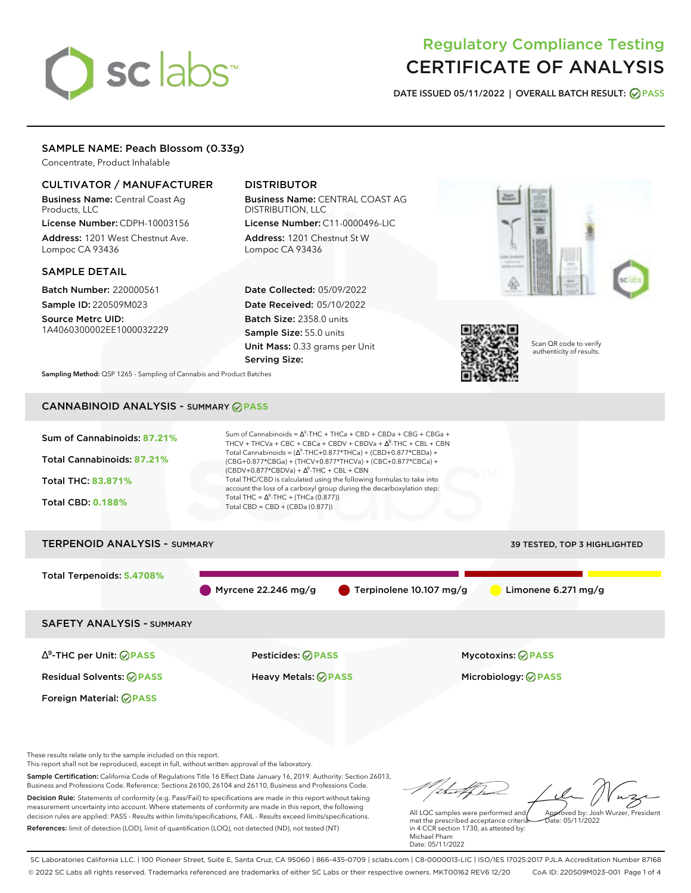# Regulatory Compliance Testing
# CERTIFICATE OF ANALYSIS

**DATE ISSUED 05/11/2022 | OVERALL BATCH RESULT: PASS**

## SAMPLE NAME: Peach Blossom (0.33g)

Concentrate, Product Inhalable

### CULTIVATOR / MANUFACTURER

**Business Name:** Central Coast Ag Products, LLC

**License Number:** CDPH-10003156

**Address:** 1201 West Chestnut Ave. Lompoc CA 93436

### DISTRIBUTOR

**Business Name:** CENTRAL COAST AG DISTRIBUTION, LLC

**License Number:** C11-0000496-LIC

**Address:** 1201 Chestnut St W Lompoc CA 93436

### SAMPLE DETAIL

**Batch Number:** 220000561

**Sample ID:** 220509M023

**Source Metrc UID:** 1A4060300002EE1000032229

**Date Collected:** 05/09/2022

**Date Received:** 05/10/2022

**Batch Size:** 2358.0 units

**Sample Size:** 55.0 units

**Unit Mass:** 0.33 grams per Unit

**Serving Size:**

Scan QR code to verify authenticity of results.

**Sampling Method:** QSP 1265 - Sampling of Cannabis and Product Batches

## CANNABINOID ANALYSIS - SUMMARY PASS

**Sum of Cannabinoids:** 87.21%

**Total Cannabinoids:** 87.21%

**Total THC:** 83.871%

**Total CBD:** 0.188%

Sum of Cannabinoids = $\Delta^9$-THC + THCa + CBD + CBDa + CBG + CBGa + THCV + THCVa + CBC + CBCa + CBDV + CBDVa + $\Delta^8$-THC + CBL + CBN

Total Cannabinoids = ($\Delta^9$-THC+0.877*THCa) + (CBD+0.877*CBDa) + (CBG+0.877*CBGa) + (THCV+0.877*THCVa) + (CBC+0.877*CBCa) + (CBDV+0.877*CBDVa) + $\Delta^8$-THC + CBL + CBN

Total THC/CBD is calculated using the following formulas to take into account the loss of a carboxyl group during the decarboxylation step:

Total THC = $\Delta^9$-THC + (THCa (0.877))

Total CBD = CBD + (CBDa (0.877))

## TERPENOID ANALYSIS - SUMMARY

39 TESTED, TOP 3 HIGHLIGHTED

**Total Terpenoids:** 5.4708%

Myrcene 22.246 mg/g | Terpinolene 10.107 mg/g | Limonene 6.271 mg/g

## SAFETY ANALYSIS - SUMMARY

| | | |
|---|---|---|
| $\Delta^9$-THC per Unit: PASS | Pesticides: PASS | Mycotoxins: PASS |
| Residual Solvents: PASS | Heavy Metals: PASS | Microbiology: PASS |
| Foreign Material: PASS | | |

These results relate only to the sample included on this report.

This report shall not be reproduced, except in full, without written approval of the laboratory.

**Sample Certification:** California Code of Regulations Title 16 Effect Date January 16, 2019. Authority: Section 26013, Business and Professions Code. Reference: Sections 26100, 26104 and 26110, Business and Professions Code.

**Decision Rule:** Statements of conformity (e.g. Pass/Fail) to specifications are made in this report without taking measurement uncertainty into account. Where statements of conformity are made in this report, the following decision rules are applied: PASS - Results within limits/specifications, FAIL - Results exceed limits/specifications.

**References:** limit of detection (LOD), limit of quantification (LOQ), not detected (ND), not tested (NT)

All LQC samples were performed and met the prescribed acceptance criteria in 4 CCR section 1730, as attested by: Michael Pham Date: 05/11/2022

Approved by: Josh Wurzer, President Date: 05/11/2022

SC Laboratories California LLC. | 100 Pioneer Street, Suite E, Santa Cruz, CA 95060 | 866-435-0709 | sclabs.com | C8-0000013-LIC | ISO/IES 17025:2017 PJLA Accreditation Number 87168

© 2022 SC Labs all rights reserved. Trademarks referenced are trademarks of either SC Labs or their respective owners. MKT00162 REV6 12/20 CoA ID: 220509M023-001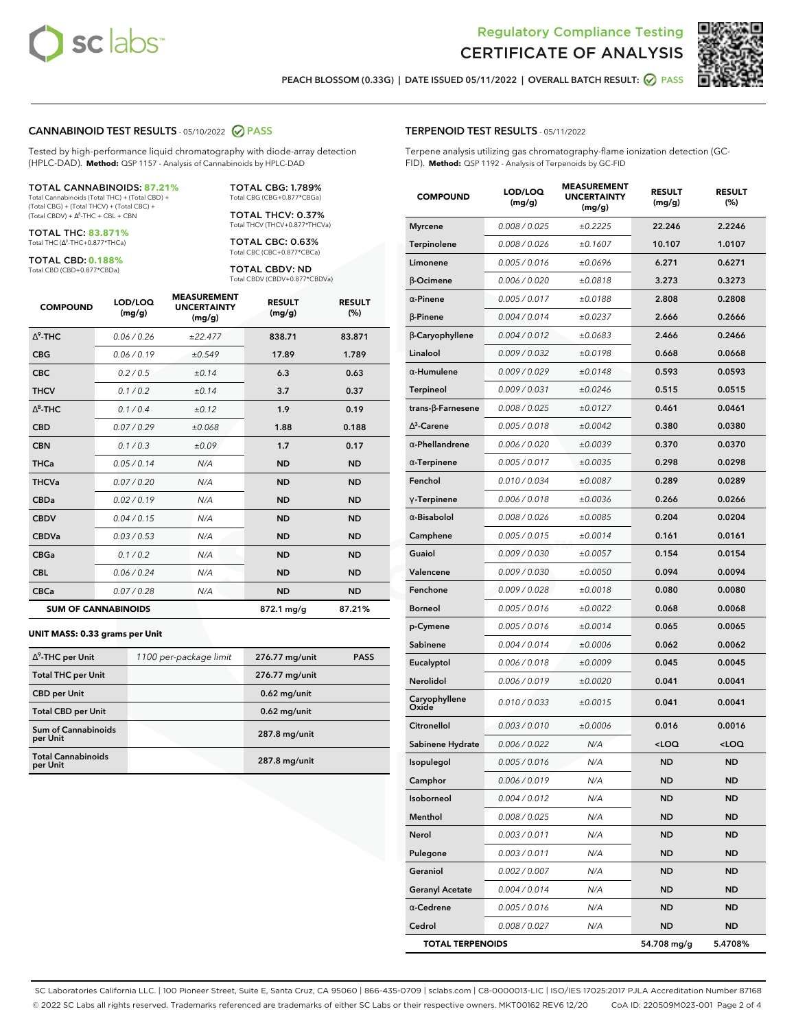Regulatory Compliance Testing

# CERTIFICATE OF ANALYSIS

PEACH BLOSSOM (0.33G) | DATE ISSUED 05/11/2022 | OVERALL BATCH RESULT: PASS

## CANNABINOID TEST RESULTS - 05/10/2022 PASS

Tested by high-performance liquid chromatography with diode-array detection (HPLC-DAD). **Method:** QSP 1157 - Analysis of Cannabinoids by HPLC-DAD

**TOTAL CANNABINOIDS: 87.21%**
Total Cannabinoids (Total THC) + (Total CBD) + (Total CBG) + (Total THCV) + (Total CBC) + (Total CBDV) + $\Delta^8$-THC + CBL + CBN

**TOTAL THC: 83.871%**
Total THC ($\Delta^9$-THC+0.877*THCa)

**TOTAL CBD: 0.188%**
Total CBD (CBD+0.877*CBDa)

**TOTAL CBG: 1.789%**
Total CBG (CBG+0.877*CBGa)

**TOTAL THCV: 0.37%**
Total THCV (THCV+0.877*THCVa)

**TOTAL CBC: 0.63%**
Total CBC (CBC+0.877*CBCa)

**TOTAL CBDV: ND**
Total CBDV (CBDV+0.877*CBDVa)

| COMPOUND | LOD/LOQ (mg/g) | MEASUREMENT UNCERTAINTY (mg/g) | RESULT (mg/g) | RESULT (%) |
|---|---|---|---|---|
| $\Delta^9$-THC | 0.06 / 0.26 | ±22.477 | 838.71 | 83.871 |
| CBG | 0.06 / 0.19 | ±0.549 | 17.89 | 1.789 |
| CBC | 0.2 / 0.5 | ±0.14 | 6.3 | 0.63 |
| THCV | 0.1 / 0.2 | ±0.14 | 3.7 | 0.37 |
| $\Delta^8$-THC | 0.1 / 0.4 | ±0.12 | 1.9 | 0.19 |
| CBD | 0.07 / 0.29 | ±0.068 | 1.88 | 0.188 |
| CBN | 0.1 / 0.3 | ±0.09 | 1.7 | 0.17 |
| THCa | 0.05 / 0.14 | N/A | ND | ND |
| THCVa | 0.07 / 0.20 | N/A | ND | ND |
| CBDa | 0.02 / 0.19 | N/A | ND | ND |
| CBDV | 0.04 / 0.15 | N/A | ND | ND |
| CBDVa | 0.03 / 0.53 | N/A | ND | ND |
| CBGa | 0.1 / 0.2 | N/A | ND | ND |
| CBL | 0.06 / 0.24 | N/A | ND | ND |
| CBCa | 0.07 / 0.28 | N/A | ND | ND |
| **SUM OF CANNABINOIDS** | | | 872.1 mg/g | 87.21% |

**UNIT MASS: 0.33 grams per Unit**

| | | | |
|---|---|---|---|
| $\Delta^9$-THC per Unit | 1100 per-package limit | 276.77 mg/unit | PASS |
| Total THC per Unit | | 276.77 mg/unit | |
| CBD per Unit | | 0.62 mg/unit | |
| Total CBD per Unit | | 0.62 mg/unit | |
| Sum of Cannabinoids per Unit | | 287.8 mg/unit | |
| Total Cannabinoids per Unit | | 287.8 mg/unit | |

## TERPENOID TEST RESULTS - 05/11/2022

Terpene analysis utilizing gas chromatography-flame ionization detection (GC-FID). **Method:** QSP 1192 - Analysis of Terpenoids by GC-FID

| COMPOUND | LOD/LOQ (mg/g) | MEASUREMENT UNCERTAINTY (mg/g) | RESULT (mg/g) | RESULT (%) |
|---|---|---|---|---|
| Myrcene | 0.008 / 0.025 | ±0.2225 | 22.246 | 2.2246 |
| Terpinolene | 0.008 / 0.026 | ±0.1607 | 10.107 | 1.0107 |
| Limonene | 0.005 / 0.016 | ±0.0696 | 6.271 | 0.6271 |
| β-Ocimene | 0.006 / 0.020 | ±0.0818 | 3.273 | 0.3273 |
| α-Pinene | 0.005 / 0.017 | ±0.0188 | 2.808 | 0.2808 |
| β-Pinene | 0.004 / 0.014 | ±0.0237 | 2.666 | 0.2666 |
| β-Caryophyllene | 0.004 / 0.012 | ±0.0683 | 2.466 | 0.2466 |
| Linalool | 0.009 / 0.032 | ±0.0198 | 0.668 | 0.0668 |
| α-Humulene | 0.009 / 0.029 | ±0.0148 | 0.593 | 0.0593 |
| Terpineol | 0.009 / 0.031 | ±0.0246 | 0.515 | 0.0515 |
| trans-β-Farnesene | 0.008 / 0.025 | ±0.0127 | 0.461 | 0.0461 |
| $\Delta^3$-Carene | 0.005 / 0.018 | ±0.0042 | 0.380 | 0.0380 |
| α-Phellandrene | 0.006 / 0.020 | ±0.0039 | 0.370 | 0.0370 |
| α-Terpinene | 0.005 / 0.017 | ±0.0035 | 0.298 | 0.0298 |
| Fenchol | 0.010 / 0.034 | ±0.0087 | 0.289 | 0.0289 |
| γ-Terpinene | 0.006 / 0.018 | ±0.0036 | 0.266 | 0.0266 |
| α-Bisabolol | 0.008 / 0.026 | ±0.0085 | 0.204 | 0.0204 |
| Camphene | 0.005 / 0.015 | ±0.0014 | 0.161 | 0.0161 |
| Guaiol | 0.009 / 0.030 | ±0.0057 | 0.154 | 0.0154 |
| Valencene | 0.009 / 0.030 | ±0.0050 | 0.094 | 0.0094 |
| Fenchone | 0.009 / 0.028 | ±0.0018 | 0.080 | 0.0080 |
| Borneol | 0.005 / 0.016 | ±0.0022 | 0.068 | 0.0068 |
| p-Cymene | 0.005 / 0.016 | ±0.0014 | 0.065 | 0.0065 |
| Sabinene | 0.004 / 0.014 | ±0.0006 | 0.062 | 0.0062 |
| Eucalyptol | 0.006 / 0.018 | ±0.0009 | 0.045 | 0.0045 |
| Nerolidol | 0.006 / 0.019 | ±0.0020 | 0.041 | 0.0041 |
| Caryophyllene Oxide | 0.010 / 0.033 | ±0.0015 | 0.041 | 0.0041 |
| Citronellol | 0.003 / 0.010 | ±0.0006 | 0.016 | 0.0016 |
| Sabinene Hydrate | 0.006 / 0.022 | N/A | <LOQ | <LOQ |
| Isopulegol | 0.005 / 0.016 | N/A | ND | ND |
| Camphor | 0.006 / 0.019 | N/A | ND | ND |
| Isoborneol | 0.004 / 0.012 | N/A | ND | ND |
| Menthol | 0.008 / 0.025 | N/A | ND | ND |
| Nerol | 0.003 / 0.011 | N/A | ND | ND |
| Pulegone | 0.003 / 0.011 | N/A | ND | ND |
| Geraniol | 0.002 / 0.007 | N/A | ND | ND |
| Geranyl Acetate | 0.004 / 0.014 | N/A | ND | ND |
| α-Cedrene | 0.005 / 0.016 | N/A | ND | ND |
| Cedrol | 0.008 / 0.027 | N/A | ND | ND |
| **TOTAL TERPENOIDS** | | | 54.708 mg/g | 5.4708% |

SC Laboratories California LLC. | 100 Pioneer Street, Suite E, Santa Cruz, CA 95060 | 866-435-0709 | sclabs.com | C8-0000013-LIC | ISO/IES 17025:2017 PJLA Accreditation Number 87168
© 2022 SC Labs all rights reserved. Trademarks referenced are trademarks of either SC Labs or their respective owners. MKT00162 REV6 12/20 CoA ID: 220509M023-001